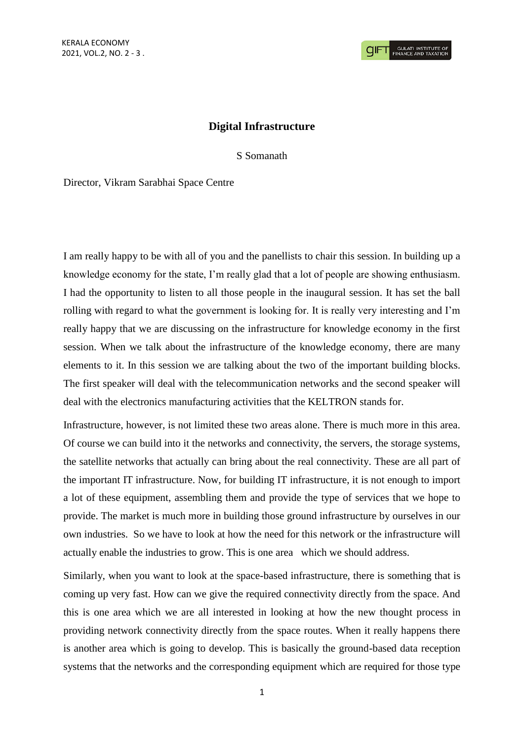# Digital Infrastructure

S Somanath

Director, Vikram Sarabhai Space Centre

I am really happy to be with all of you and the panellists to chair this session. In building up a knowledge economy for the state, I'm really glad that a lot of people are showing enthusiasm. I had the opportunity to listen to all those people in the inaugural session. It has set the ball rolling with regard to what the government is looking for. It is really very interesting and I'm really happy that we are discussing on the infrastructure for knowledge economy in the first session. When we talk about the infrastructure of the knowledge economy, there are many elements to it. In this session we are talking about the two of the important building blocks. The first speaker will deal with the telecommunication networks and the second speaker will deal with the electronics manufacturing activities that the KELTRON stands for.

Infrastructure, however, is not limited these two areas alone. There is much more in this area. Of course we can build into it the networks and connectivity, the servers, the storage systems, the satellite networks that actually can bring about the real connectivity. These are all part of the important IT infrastructure. Now, for building IT infrastructure, it is not enough to import a lot of these equipment, assembling them and provide the type of services that we hope to provide. The market is much more in building those ground infrastructure by ourselves in our own industries. So we have to look at how the need for this network or the infrastructure will actually enable the industries to grow. This is one area which we should address.

Similarly, when you want to look at the space-based infrastructure, there is something that is coming up very fast. How can we give the required connectivity directly from the space. And this is one area which we are all interested in looking at how the new thought process in providing network connectivity directly from the space routes. When it really happens there is another area which is going to develop. This is basically the ground-based data reception systems that the networks and the corresponding equipment which are required for those type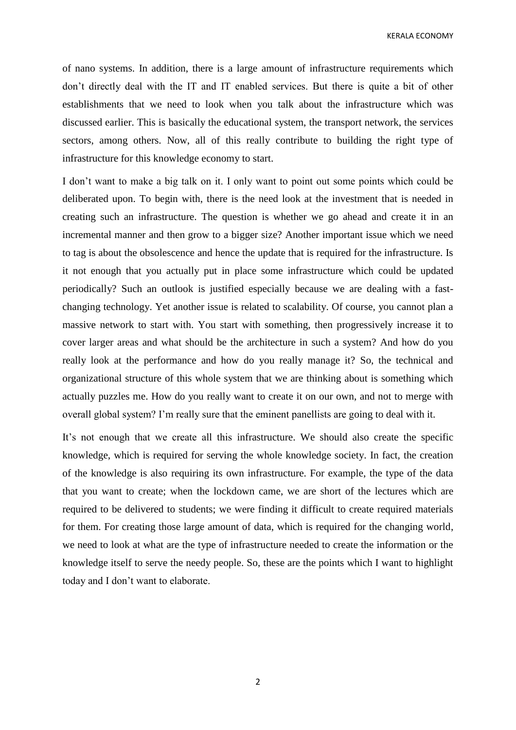of nano systems. In addition, there is a large amount of infrastructure requirements which don't directly deal with the IT and IT enabled services. But there is quite a bit of other establishments that we need to look when you talk about the infrastructure which was discussed earlier. This is basically the educational system, the transport network, the services sectors, among others. Now, all of this really contribute to building the right type of infrastructure for this knowledge economy to start.

I don't want to make a big talk on it. I only want to point out some points which could be deliberated upon. To begin with, there is the need look at the investment that is needed in creating such an infrastructure. The question is whether we go ahead and create it in an incremental manner and then grow to a bigger size? Another important issue which we need to tag is about the obsolescence and hence the update that is required for the infrastructure. Is it not enough that you actually put in place some infrastructure which could be updated periodically? Such an outlook is justified especially because we are dealing with a fast-changing technology. Yet another issue is related to scalability. Of course, you cannot plan a massive network to start with. You start with something, then progressively increase it to cover larger areas and what should be the architecture in such a system? And how do you really look at the performance and how do you really manage it? So, the technical and organizational structure of this whole system that we are thinking about is something which actually puzzles me. How do you really want to create it on our own, and not to merge with overall global system? I'm really sure that the eminent panellists are going to deal with it.

It's not enough that we create all this infrastructure. We should also create the specific knowledge, which is required for serving the whole knowledge society. In fact, the creation of the knowledge is also requiring its own infrastructure. For example, the type of the data that you want to create; when the lockdown came, we are short of the lectures which are required to be delivered to students; we were finding it difficult to create required materials for them. For creating those large amount of data, which is required for the changing world, we need to look at what are the type of infrastructure needed to create the information or the knowledge itself to serve the needy people. So, these are the points which I want to highlight today and I don't want to elaborate.